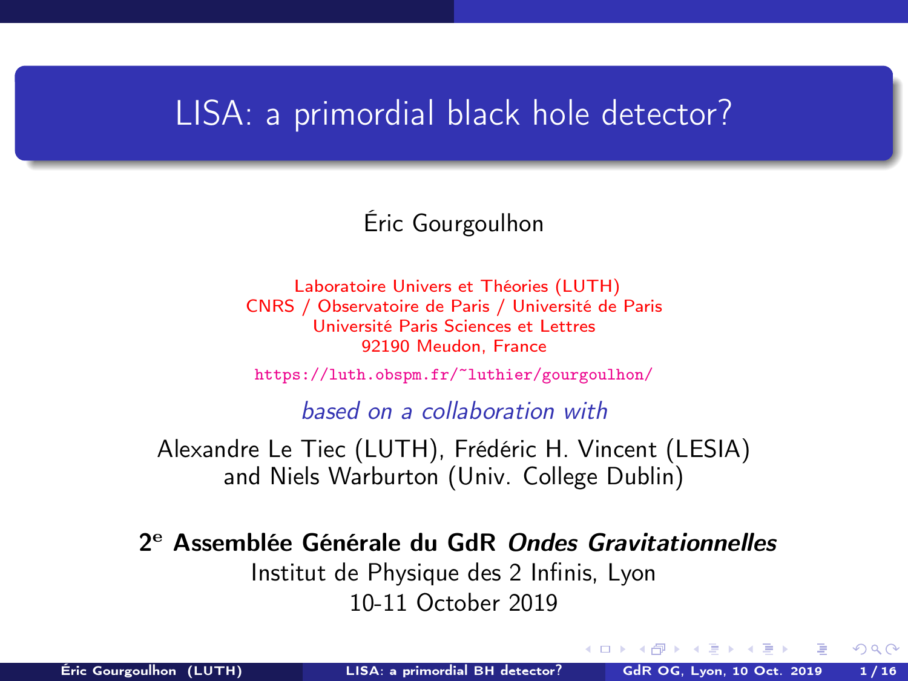# LISA: a primordial black hole detector?

Éric Gourgoulhon

Laboratoire Univers et Théories (LUTH)
CNRS / Observatoire de Paris / Université de Paris
Université Paris Sciences et Lettres
92190 Meudon, France

https://luth.obspm.fr/~luthier/gourgoulhon/

*based on a collaboration with*

Alexandre Le Tiec (LUTH), Frédéric H. Vincent (LESIA) and Niels Warburton (Univ. College Dublin)

**2e Assemblée Générale du GdR *Ondes Gravitationnelles***
Institut de Physique des 2 Infinis, Lyon
10-11 October 2019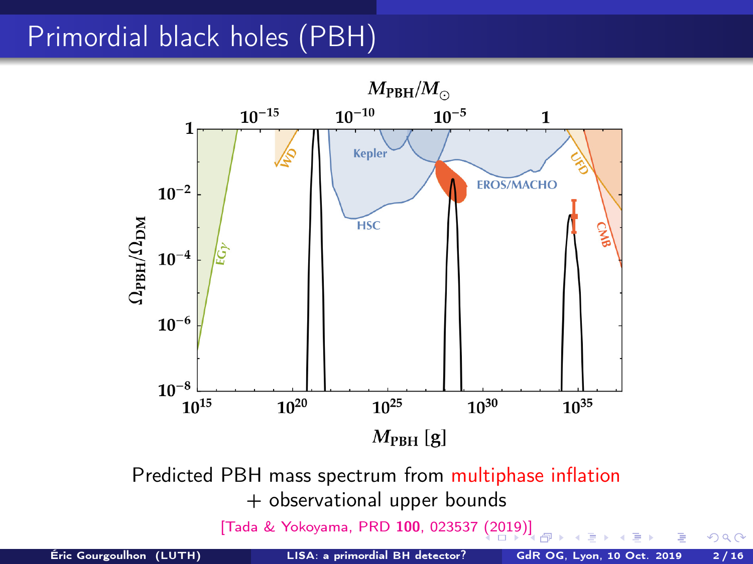# Primordial black holes (PBH)

Predicted PBH mass spectrum from multiphase inflation
+ observational upper bounds

[Tada & Yokoyama, PRD **100**, 023537 (2019)]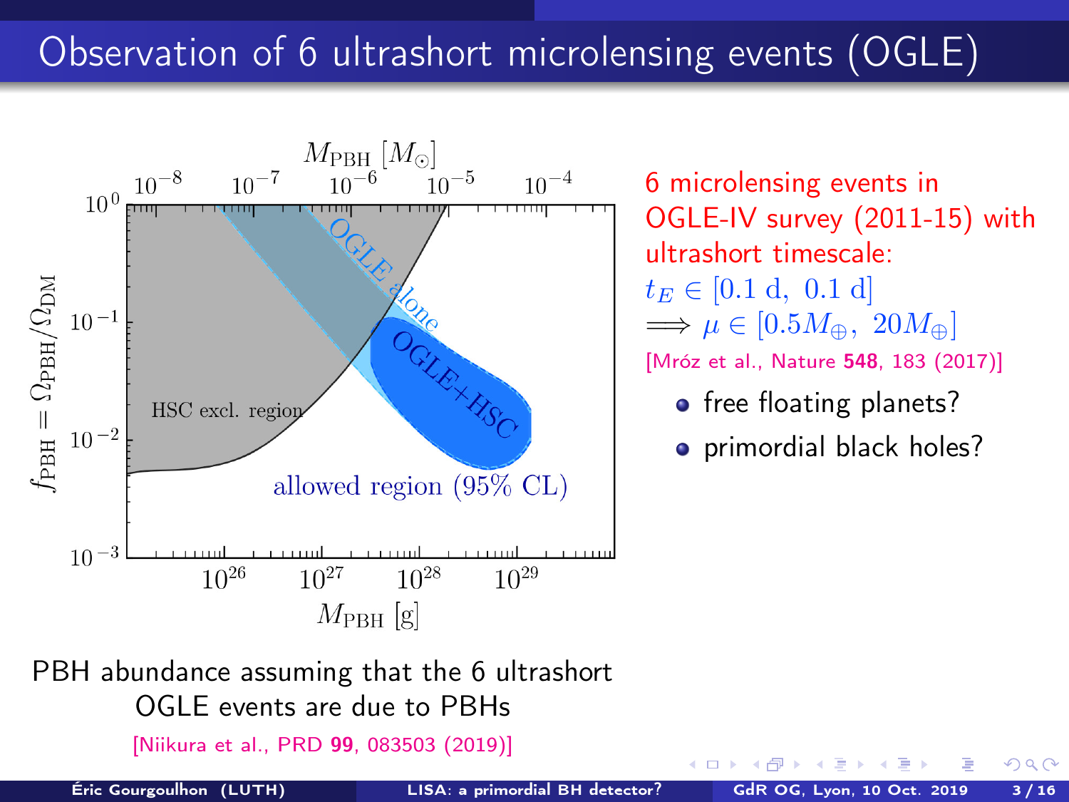# Observation of 6 ultrashort microlensing events (OGLE)

6 microlensing events in OGLE-IV survey (2011-15) with ultrashort timescale:

$t_E \in [0.1 \text{ d}, \ 0.1 \text{ d}]$
$\Longrightarrow \mu \in [0.5 M_\oplus, \ 20 M_\oplus]$

[Mróz et al., Nature **548**, 183 (2017)]

- free floating planets?
- primordial black holes?

PBH abundance assuming that the 6 ultrashort OGLE events are due to PBHs

[Niikura et al., PRD **99**, 083503 (2019)]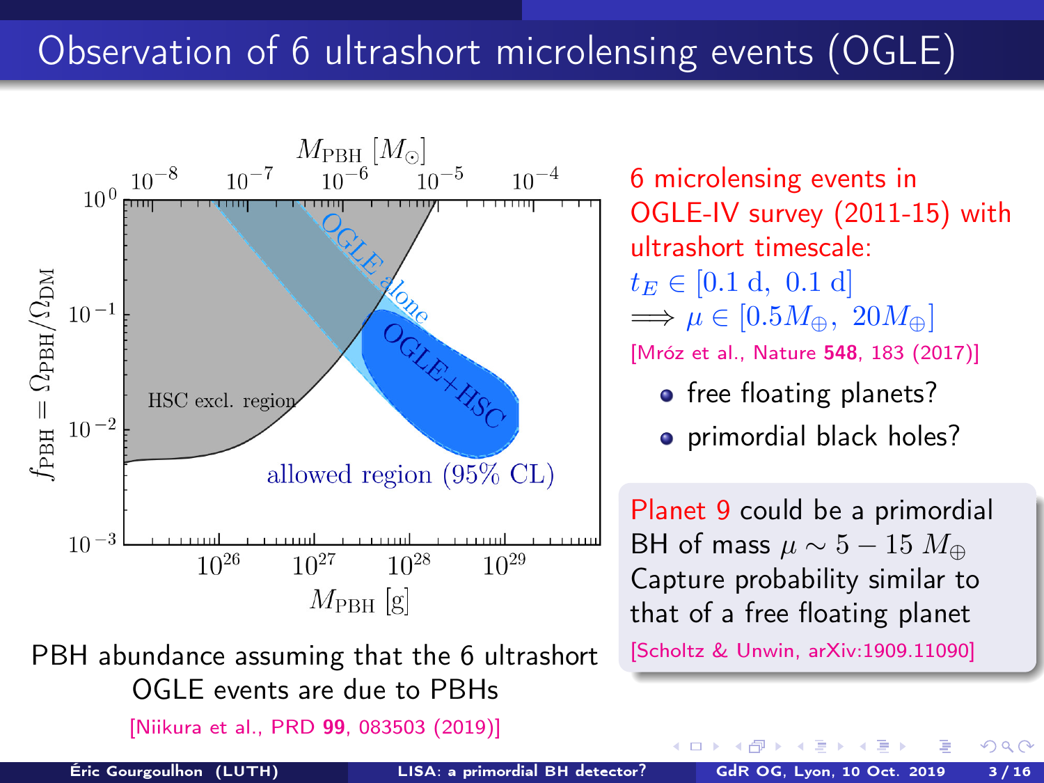# Observation of 6 ultrashort microlensing events (OGLE)

PBH abundance assuming that the 6 ultrashort OGLE events are due to PBHs

[Niikura et al., PRD **99**, 083503 (2019)]

6 microlensing events in OGLE-IV survey (2011-15) with ultrashort timescale:

$t_E \in [0.1 \text{ d}, \ 0.1 \text{ d}]$
$\Longrightarrow \mu \in [0.5 M_\oplus, \ 20 M_\oplus]$

[Mróz et al., Nature **548**, 183 (2017)]

- free floating planets?
- primordial black holes?

Planet 9 could be a primordial BH of mass $\mu \sim 5 - 15 \ M_\oplus$
Capture probability similar to that of a free floating planet

[Scholtz & Unwin, arXiv:1909.11090]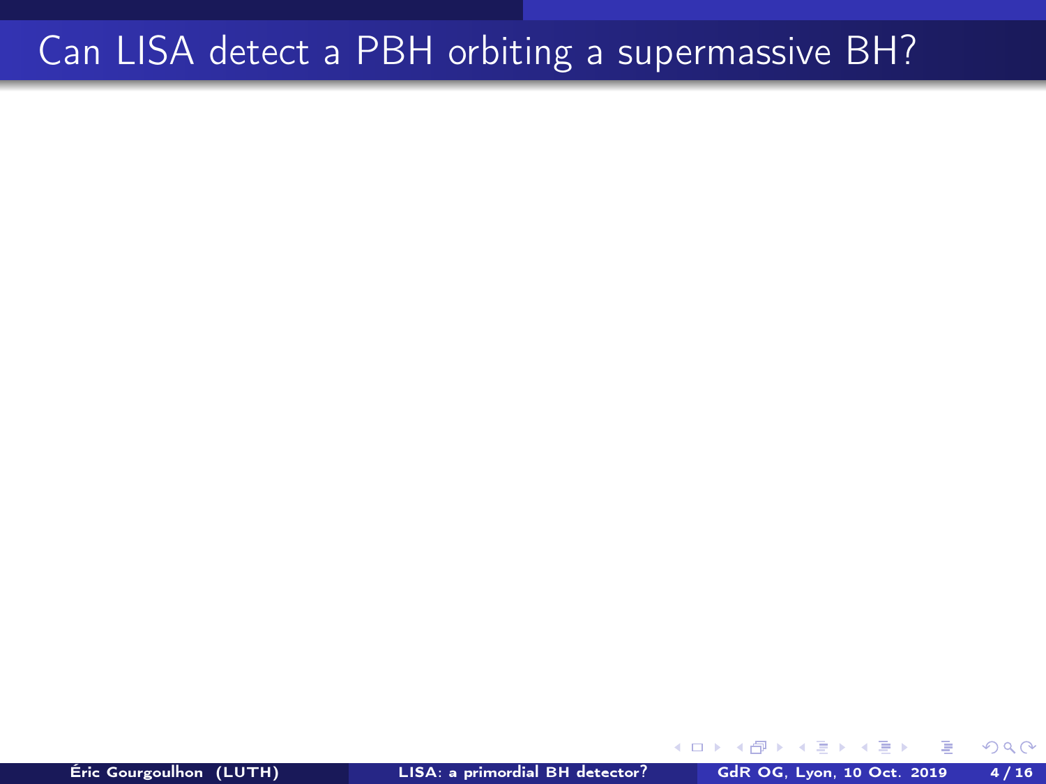# Can LISA detect a PBH orbiting a supermassive BH?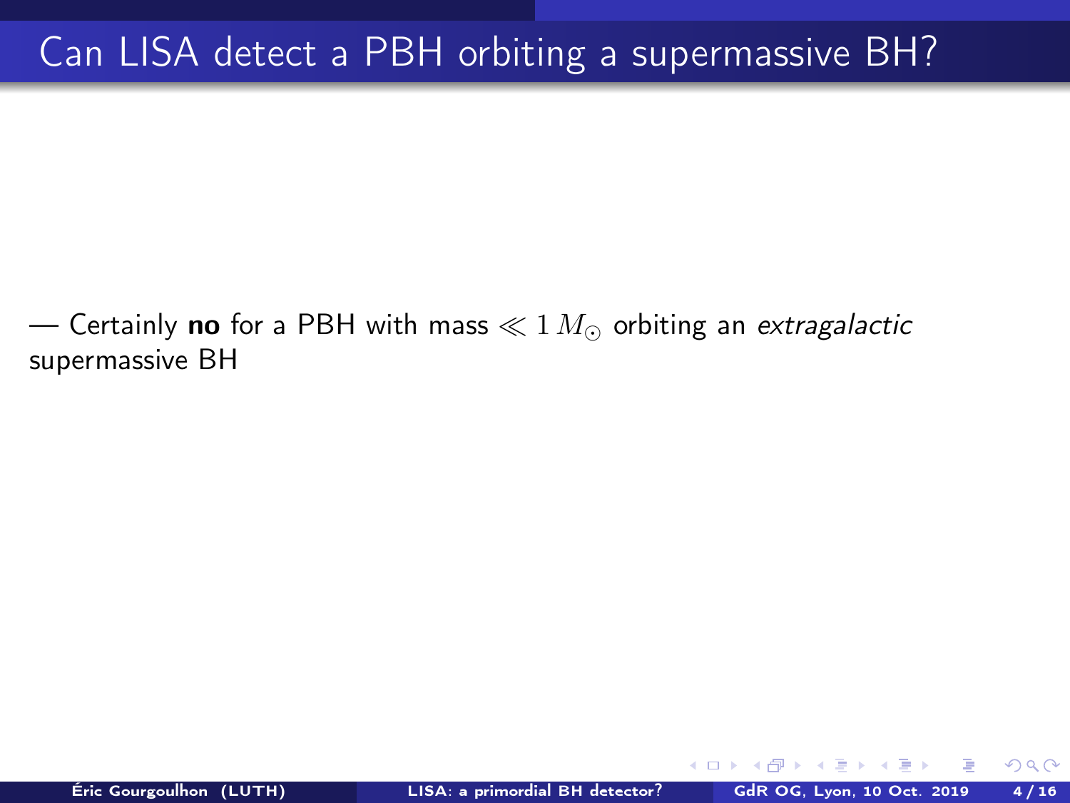# Can LISA detect a PBH orbiting a supermassive BH?

— Certainly **no** for a PBH with mass $\ll 1\, M_\odot$ orbiting an *extragalactic* supermassive BH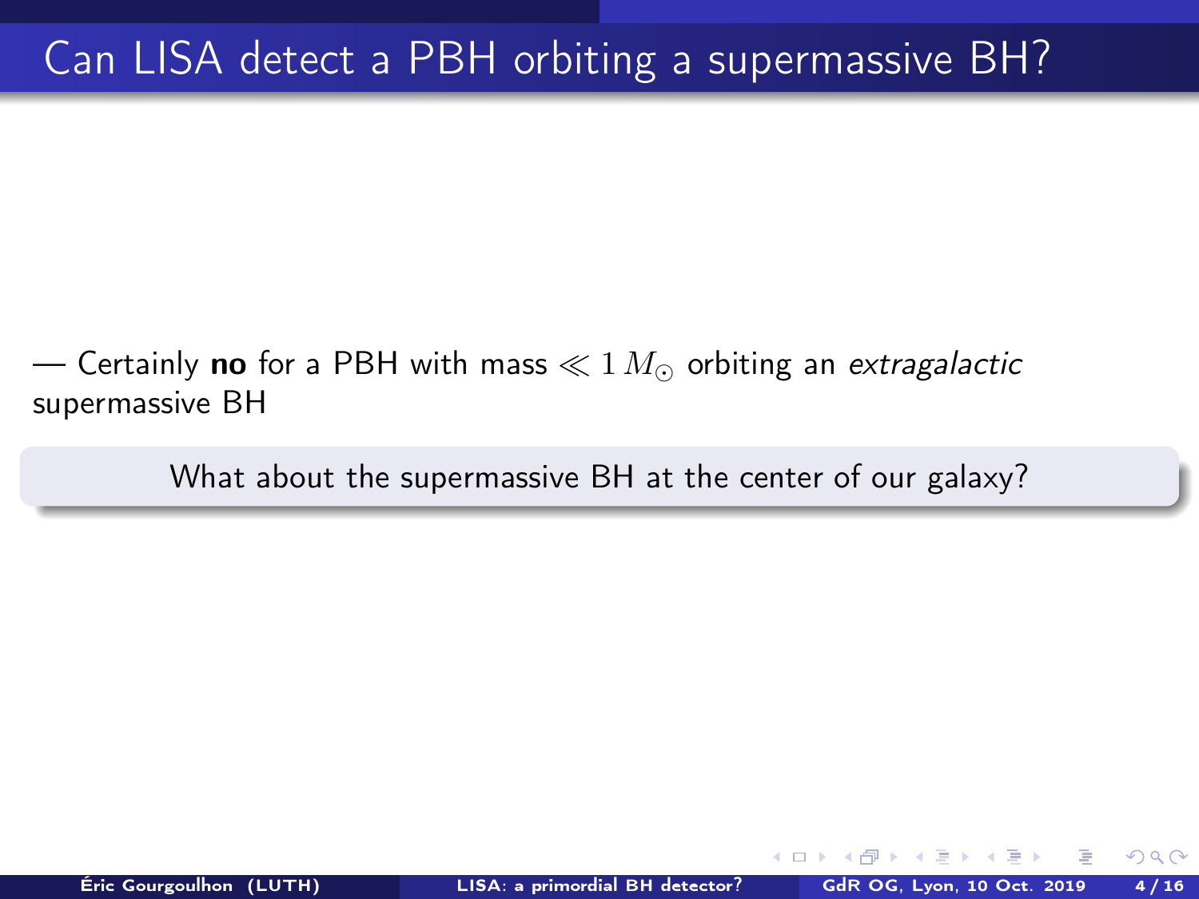# Can LISA detect a PBH orbiting a supermassive BH?

— Certainly **no** for a PBH with mass $\ll 1\, M_\odot$ orbiting an *extragalactic* supermassive BH

What about the supermassive BH at the center of our galaxy?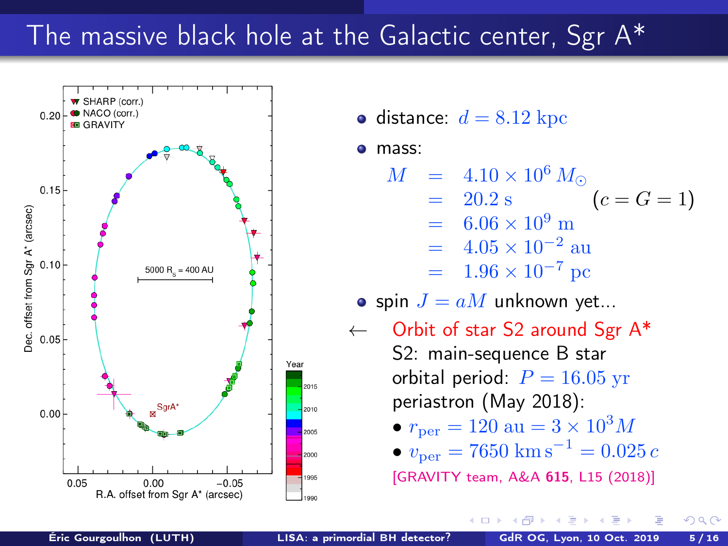# The massive black hole at the Galactic center, Sgr A*

- distance: $d = 8.12\ \text{kpc}$
- mass:

$$
\begin{aligned}
M &= 4.10 \times 10^6\, M_\odot \\
&= 20.2\ \text{s} \qquad\qquad (c = G = 1) \\
&= 6.06 \times 10^9\ \text{m} \\
&= 4.05 \times 10^{-2}\ \text{au} \\
&= 1.96 \times 10^{-7}\ \text{pc}
\end{aligned}
$$

- spin $J = aM$ unknown yet...

← Orbit of star S2 around Sgr A*

S2: main-sequence B star

orbital period: $P = 16.05\ \text{yr}$

periastron (May 2018):

- $r_{\text{per}} = 120\ \text{au} = 3 \times 10^3 M$
- $v_{\text{per}} = 7650\ \text{km}\,\text{s}^{-1} = 0.025\, c$

[GRAVITY team, A&A **615**, L15 (2018)]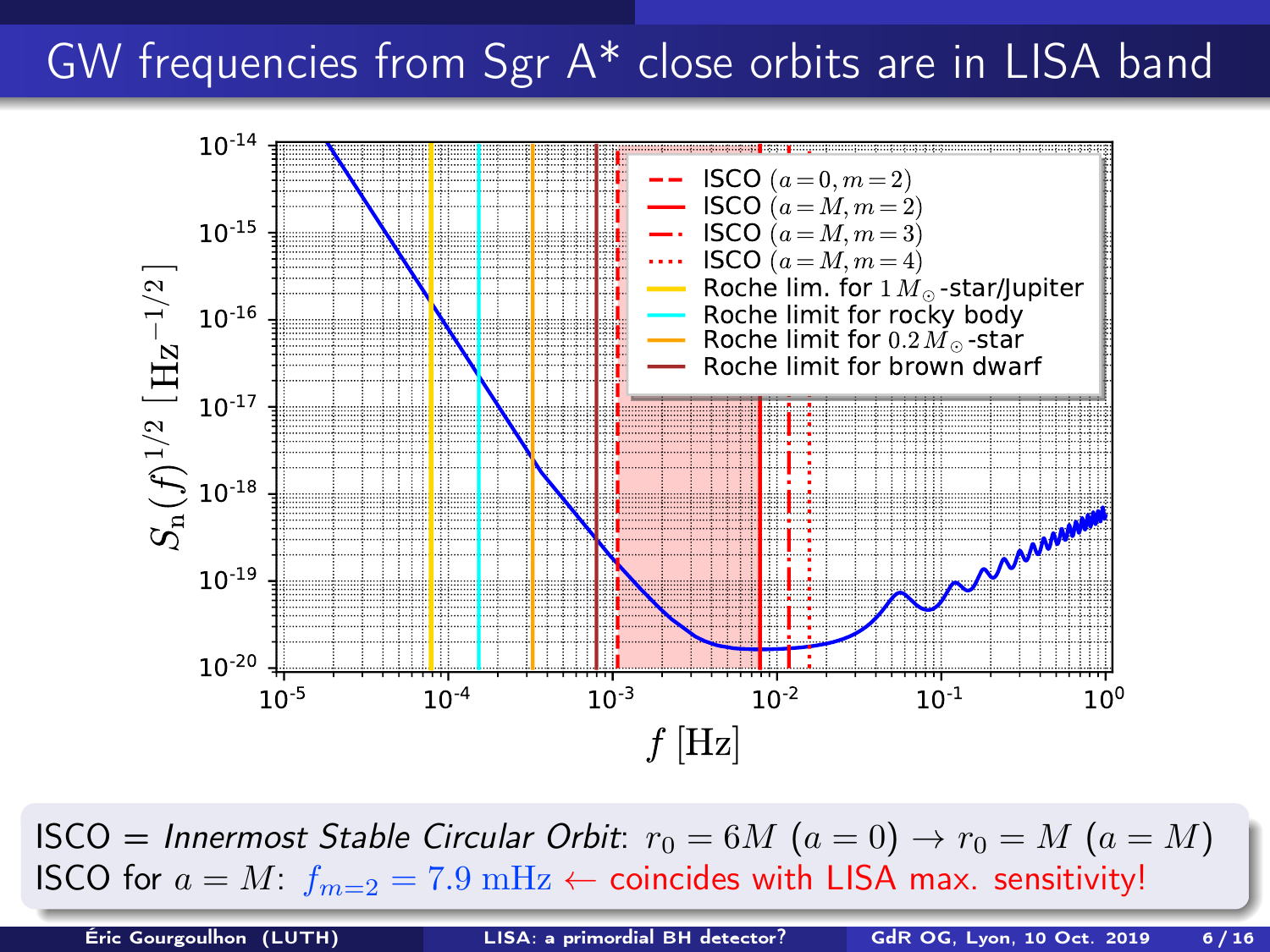# GW frequencies from Sgr A* close orbits are in LISA band

ISCO = *Innermost Stable Circular Orbit*: $r_0 = 6M$ $(a=0) \to r_0 = M$ $(a=M)$

ISCO for $a = M$: $f_{m=2} = 7.9\ \mathrm{mHz}$ ← coincides with LISA max. sensitivity!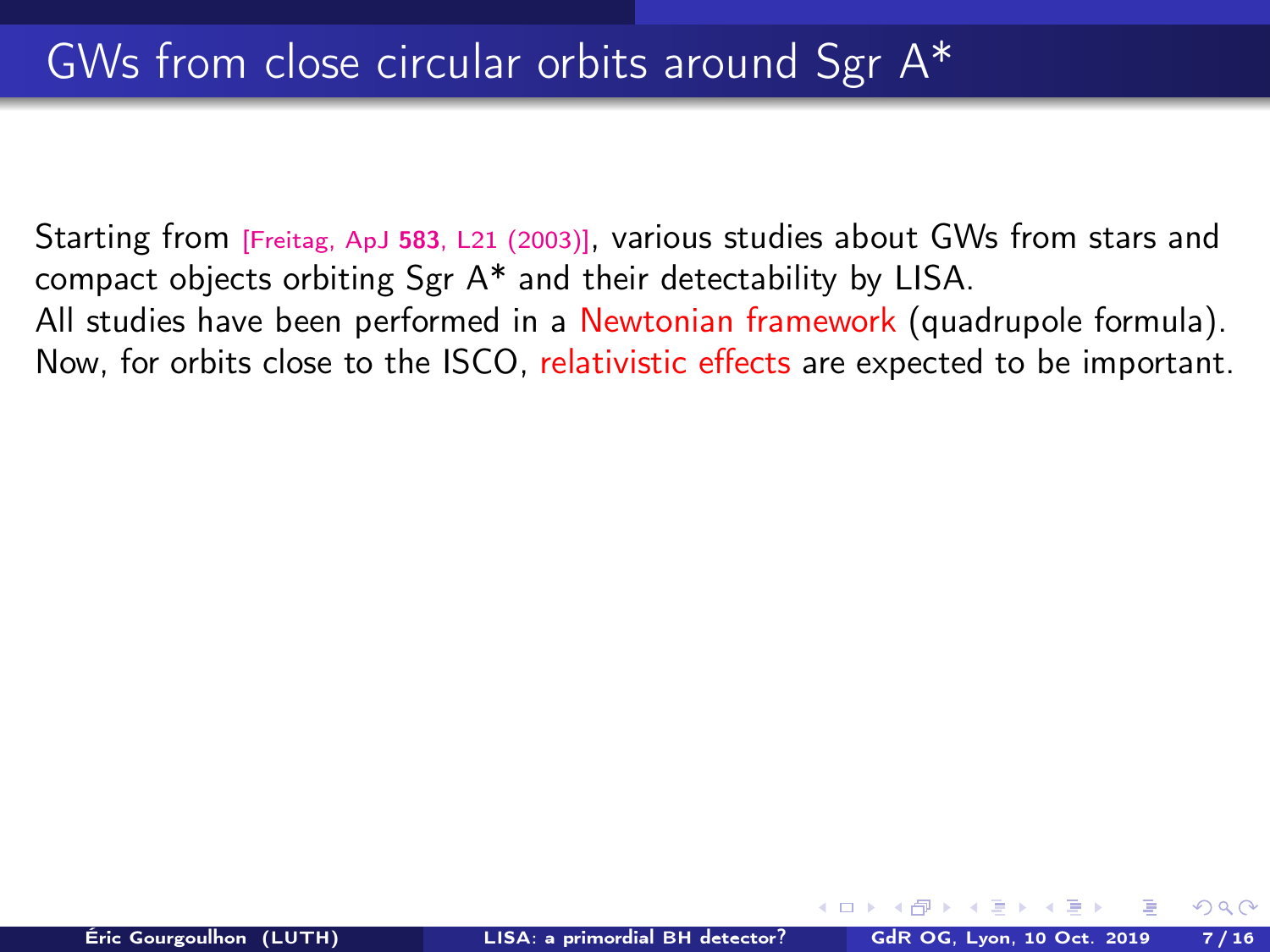# GWs from close circular orbits around Sgr A*

Starting from [Freitag, ApJ **583**, L21 (2003)], various studies about GWs from stars and compact objects orbiting Sgr A* and their detectability by LISA.
All studies have been performed in a Newtonian framework (quadrupole formula).
Now, for orbits close to the ISCO, relativistic effects are expected to be important.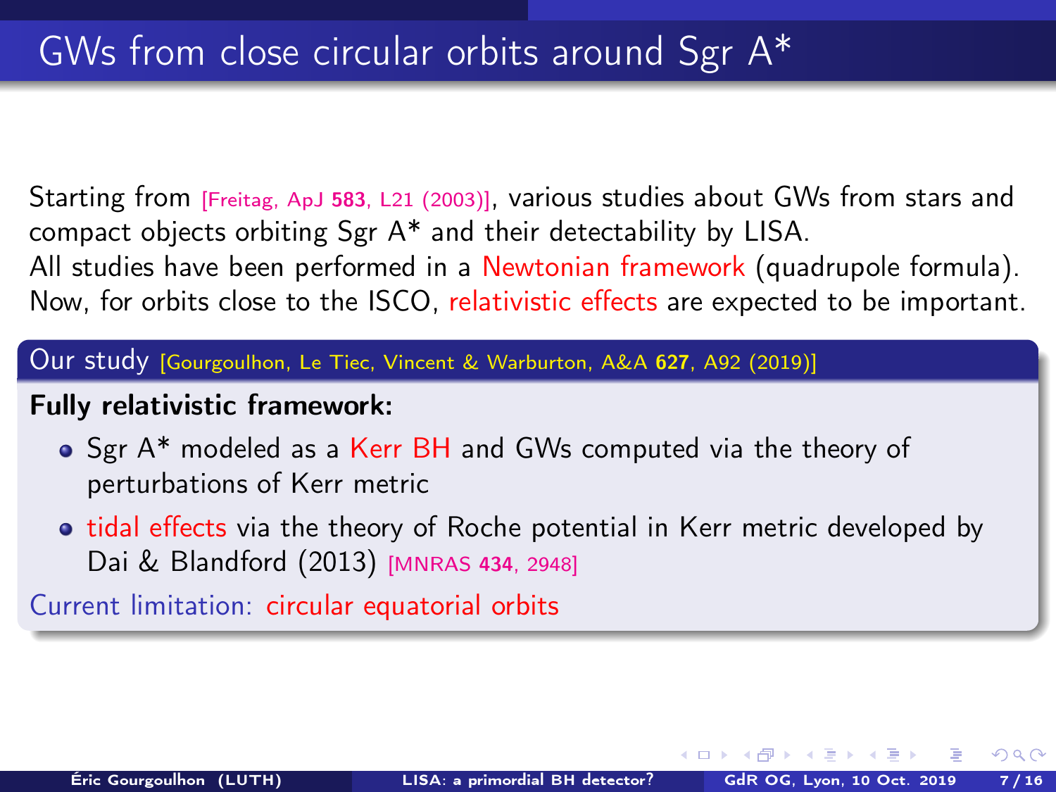# GWs from close circular orbits around Sgr A*

Starting from [Freitag, ApJ **583**, L21 (2003)], various studies about GWs from stars and compact objects orbiting Sgr A* and their detectability by LISA.
All studies have been performed in a Newtonian framework (quadrupole formula).
Now, for orbits close to the ISCO, relativistic effects are expected to be important.

## Our study [Gourgoulhon, Le Tiec, Vincent & Warburton, A&A **627**, A92 (2019)]

**Fully relativistic framework:**

- Sgr A* modeled as a Kerr BH and GWs computed via the theory of perturbations of Kerr metric
- tidal effects via the theory of Roche potential in Kerr metric developed by Dai & Blandford (2013) [MNRAS **434**, 2948]

Current limitation: circular equatorial orbits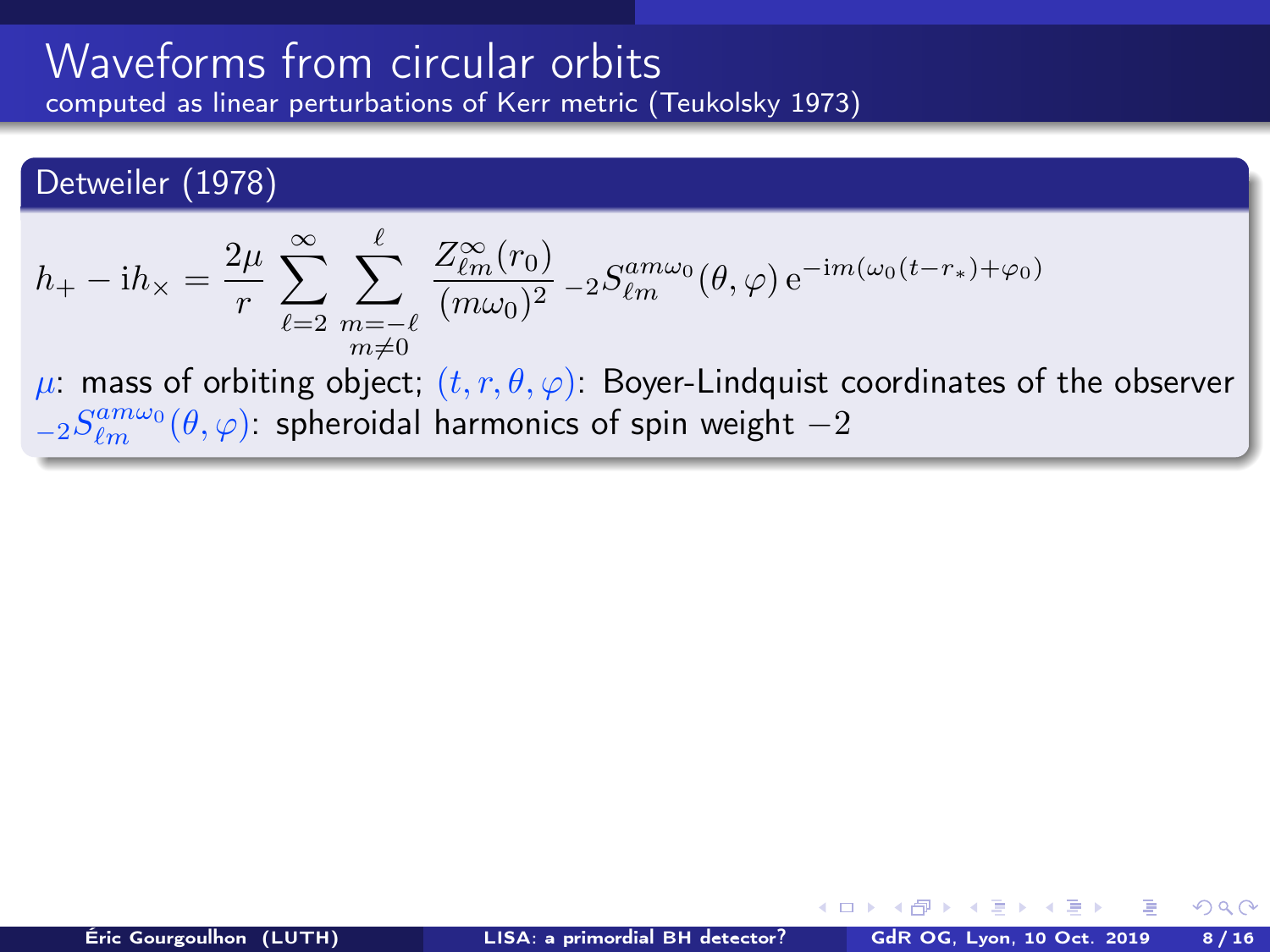# Waveforms from circular orbits

computed as linear perturbations of Kerr metric (Teukolsky 1973)

## Detweiler (1978)

$$h_+ - \mathrm{i}h_\times = \frac{2\mu}{r} \sum_{\ell=2}^{\infty} \sum_{\substack{m=-\ell \\ m\neq 0}}^{\ell} \frac{Z^\infty_{\ell m}(r_0)}{(m\omega_0)^2} \, {}_{-2}S^{am\omega_0}_{\ell m}(\theta, \varphi) \, \mathrm{e}^{-\mathrm{i}m(\omega_0(t-r_*)+\varphi_0)}$$

$\mu$: mass of orbiting object; $(t, r, \theta, \varphi)$: Boyer-Lindquist coordinates of the observer
${}_{-2}S^{am\omega_0}_{\ell m}(\theta, \varphi)$: spheroidal harmonics of spin weight $-2$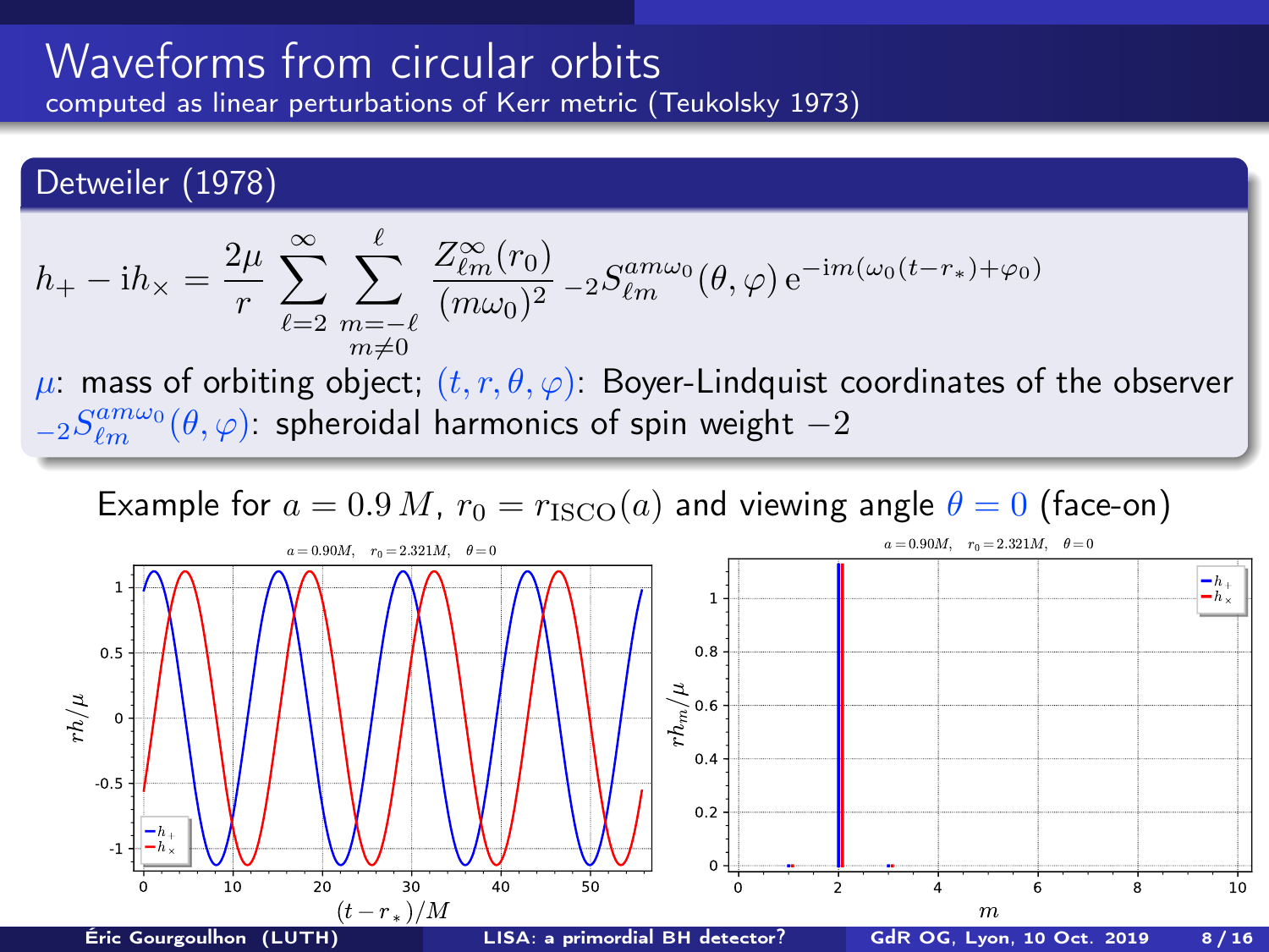# Waveforms from circular orbits

computed as linear perturbations of Kerr metric (Teukolsky 1973)

## Detweiler (1978)

$$h_+ - \mathrm{i}h_\times = \frac{2\mu}{r} \sum_{\ell=2}^{\infty} \sum_{\substack{m=-\ell \\ m\neq 0}}^{\ell} \frac{Z^\infty_{\ell m}(r_0)}{(m\omega_0)^2} \, {}_{-2}S^{am\omega_0}_{\ell m}(\theta,\varphi) \, \mathrm{e}^{-\mathrm{i}m(\omega_0(t-r_*)+\varphi_0)}$$

$\mu$: mass of orbiting object; $(t, r, \theta, \varphi)$: Boyer-Lindquist coordinates of the observer
${}_{-2}S^{am\omega_0}_{\ell m}(\theta,\varphi)$: spheroidal harmonics of spin weight $-2$

Example for $a = 0.9\,M$, $r_0 = r_{\mathrm{ISCO}}(a)$ and viewing angle $\theta = 0$ (face-on)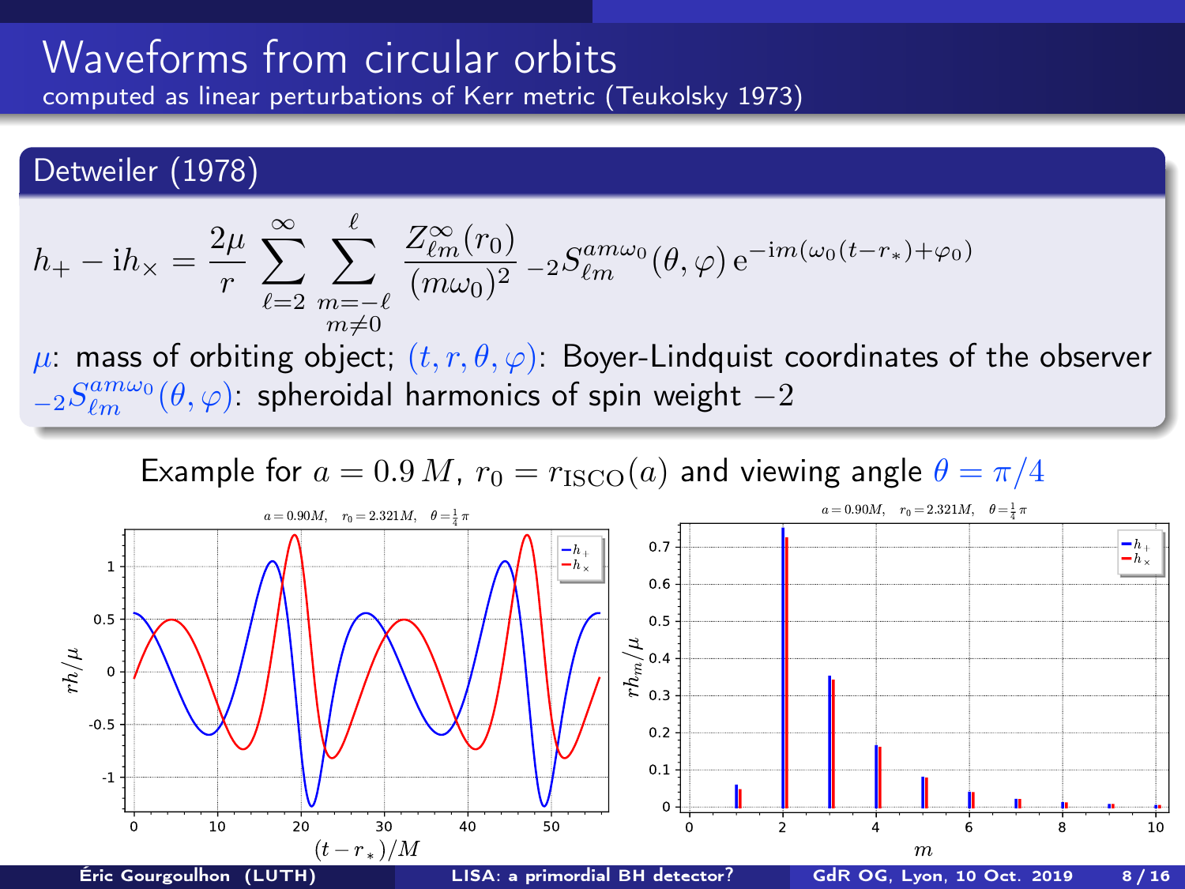# Waveforms from circular orbits

computed as linear perturbations of Kerr metric (Teukolsky 1973)

## Detweiler (1978)

$$h_+ - \mathrm{i}h_\times = \frac{2\mu}{r} \sum_{\ell=2}^{\infty} \sum_{\substack{m=-\ell \\ m\neq 0}}^{\ell} \frac{Z^\infty_{\ell m}(r_0)}{(m\omega_0)^2} \, {}_{-2}S^{am\omega_0}_{\ell m}(\theta,\varphi) \, \mathrm{e}^{-\mathrm{i}m(\omega_0(t-r_*)+\varphi_0)}$$

$\mu$: mass of orbiting object; $(t, r, \theta, \varphi)$: Boyer-Lindquist coordinates of the observer
${}_{-2}S^{am\omega_0}_{\ell m}(\theta,\varphi)$: spheroidal harmonics of spin weight $-2$

Example for $a = 0.9\,M$, $r_0 = r_{\rm ISCO}(a)$ and viewing angle $\theta = \pi/4$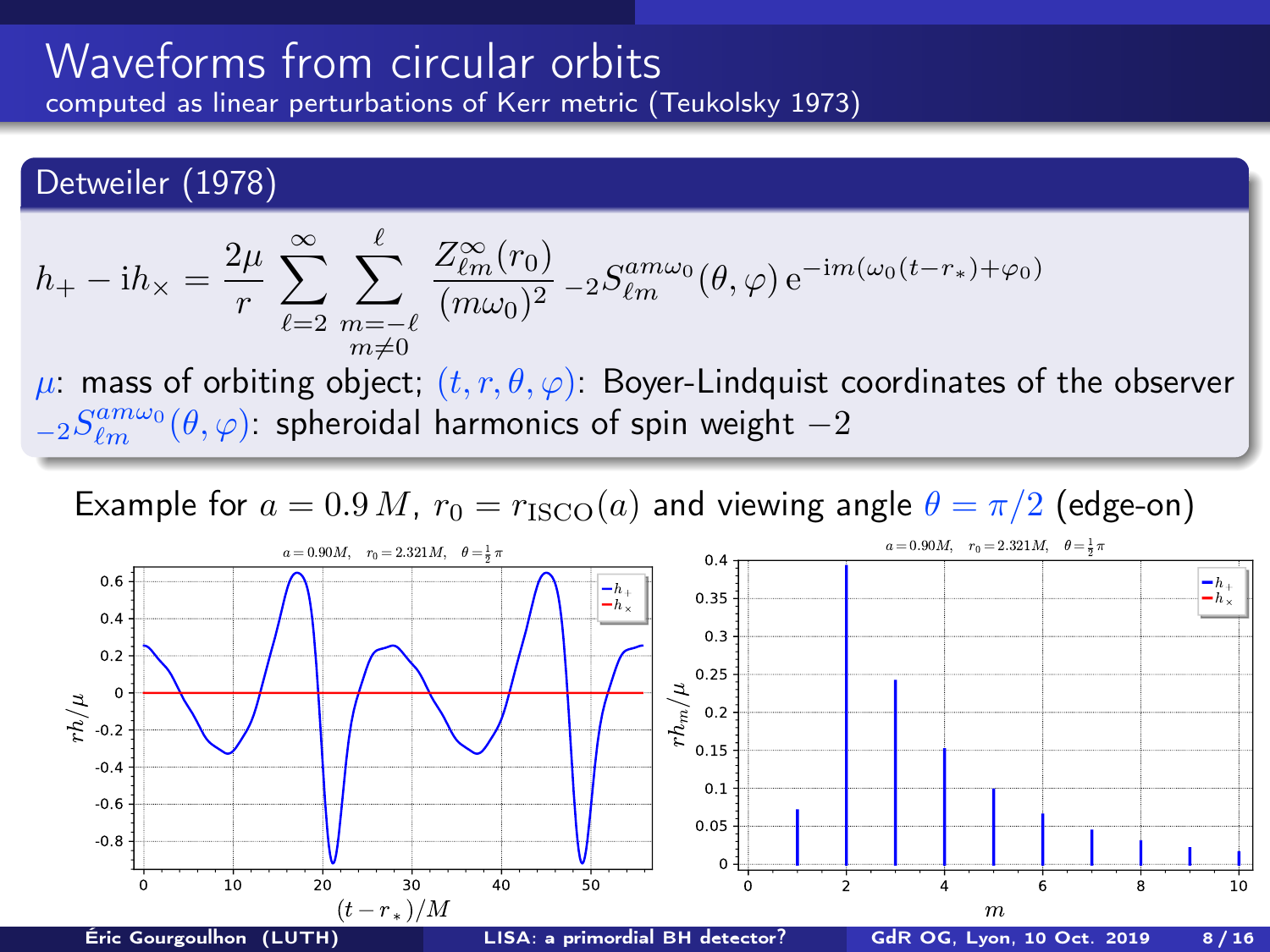# Waveforms from circular orbits

computed as linear perturbations of Kerr metric (Teukolsky 1973)

## Detweiler (1978)

$$h_+ - \mathrm{i}h_\times = \frac{2\mu}{r} \sum_{\ell=2}^{\infty} \sum_{\substack{m=-\ell \\ m\neq 0}}^{\ell} \frac{Z^\infty_{\ell m}(r_0)}{(m\omega_0)^2} \, {}_{-2}S^{am\omega_0}_{\ell m}(\theta,\varphi) \, \mathrm{e}^{-\mathrm{i}m(\omega_0(t-r_*)+\varphi_0)}$$

$\mu$: mass of orbiting object; $(t,r,\theta,\varphi)$: Boyer-Lindquist coordinates of the observer

${}_{-2}S^{am\omega_0}_{\ell m}(\theta,\varphi)$: spheroidal harmonics of spin weight $-2$

Example for $a = 0.9\,M$, $r_0 = r_{\rm ISCO}(a)$ and viewing angle $\theta = \pi/2$ (edge-on)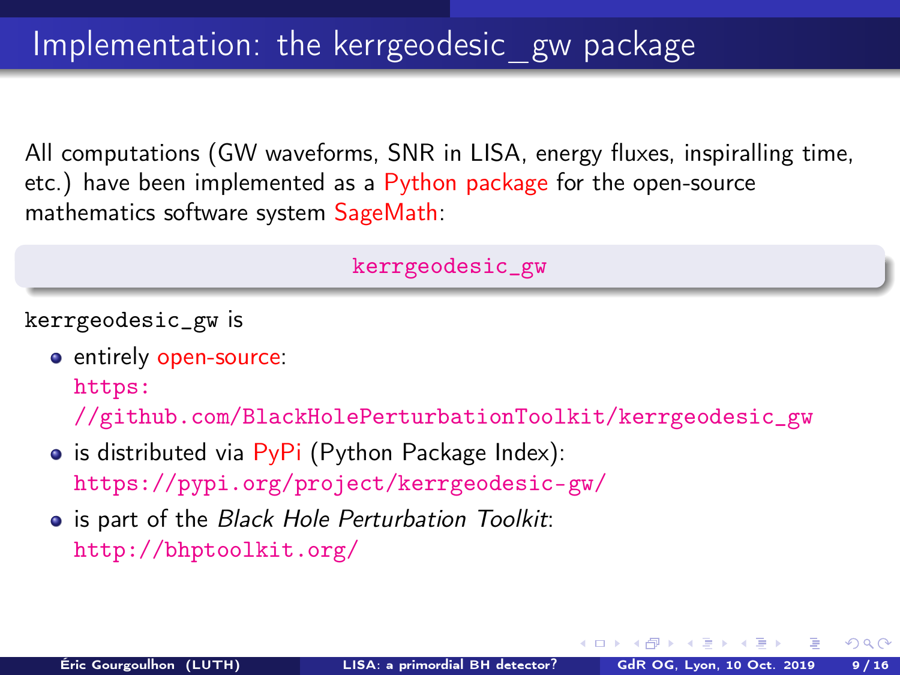# Implementation: the kerrgeodesic_gw package

All computations (GW waveforms, SNR in LISA, energy fluxes, inspiralling time, etc.) have been implemented as a Python package for the open-source mathematics software system SageMath:

**kerrgeodesic_gw**

`kerrgeodesic_gw` is

- entirely open-source:
  https://github.com/BlackHolePerturbationToolkit/kerrgeodesic_gw
- is distributed via PyPi (Python Package Index):
  https://pypi.org/project/kerrgeodesic-gw/
- is part of the *Black Hole Perturbation Toolkit*:
  http://bhptoolkit.org/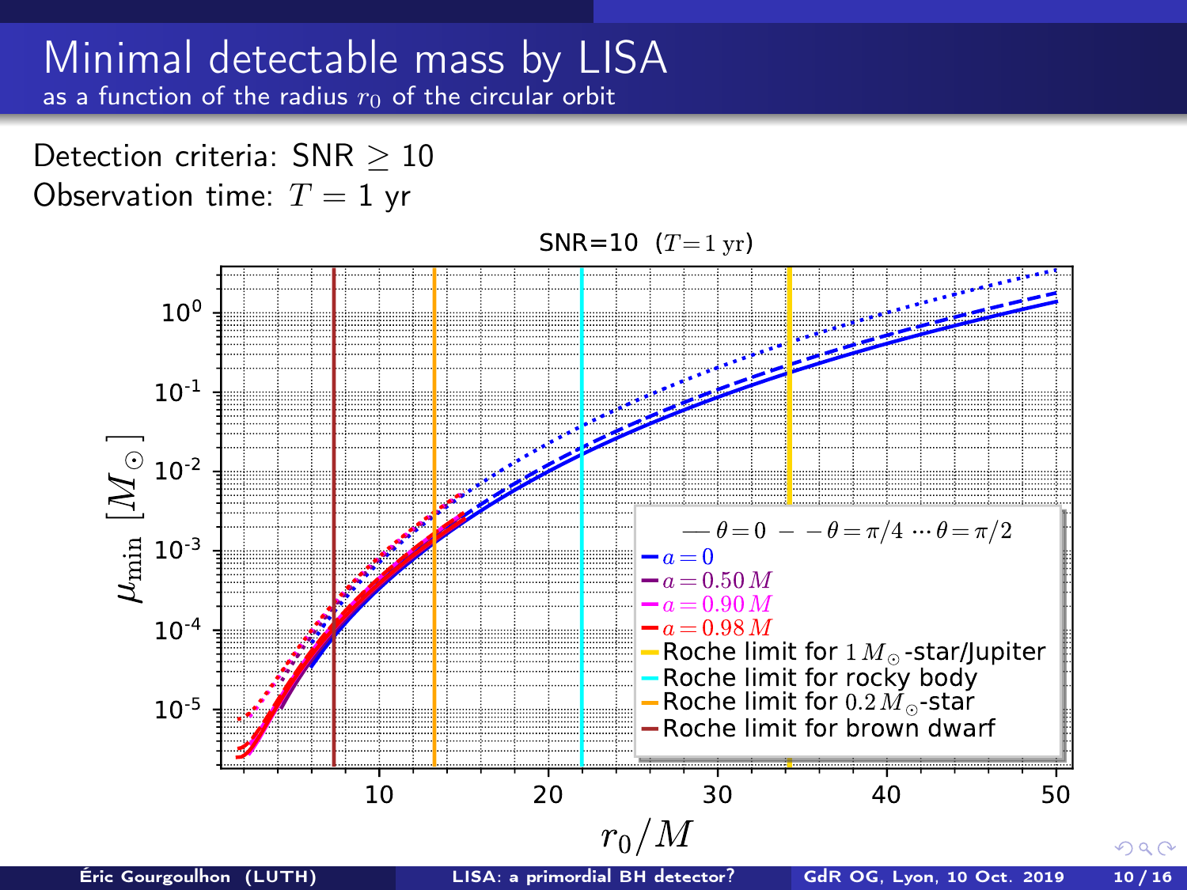# Minimal detectable mass by LISA

as a function of the radius $r_0$ of the circular orbit

Detection criteria: SNR $\geq 10$

Observation time: $T = 1$ yr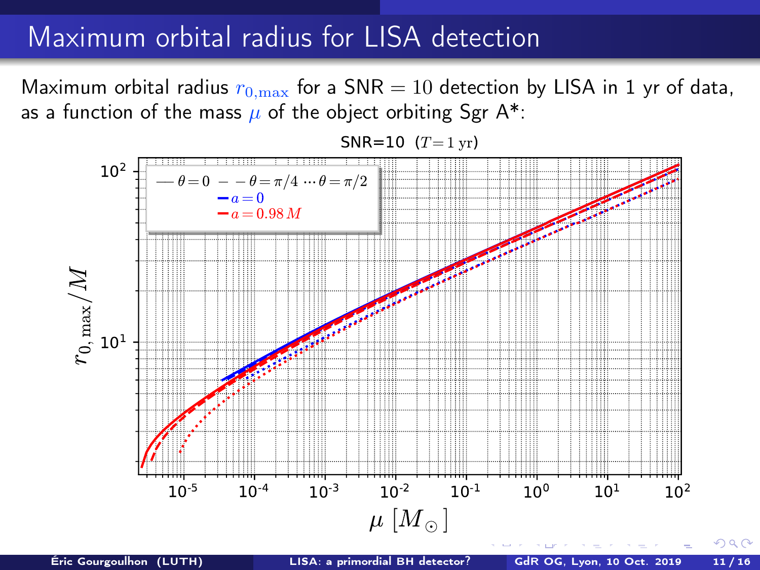# Maximum orbital radius for LISA detection

Maximum orbital radius $r_{0,\max}$ for a SNR $= 10$ detection by LISA in 1 yr of data, as a function of the mass $\mu$ of the object orbiting Sgr A*: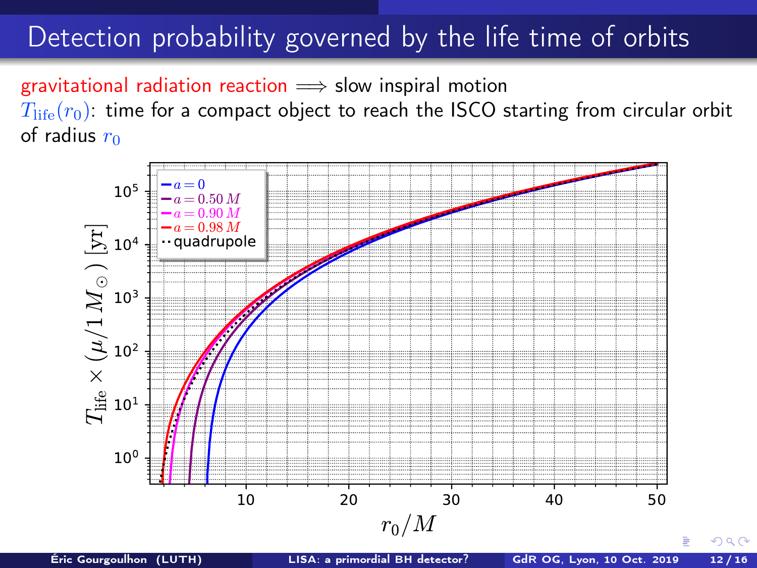# Detection probability governed by the life time of orbits

gravitational radiation reaction $\Longrightarrow$ slow inspiral motion

$T_{\rm life}(r_0)$: time for a compact object to reach the ISCO starting from circular orbit of radius $r_0$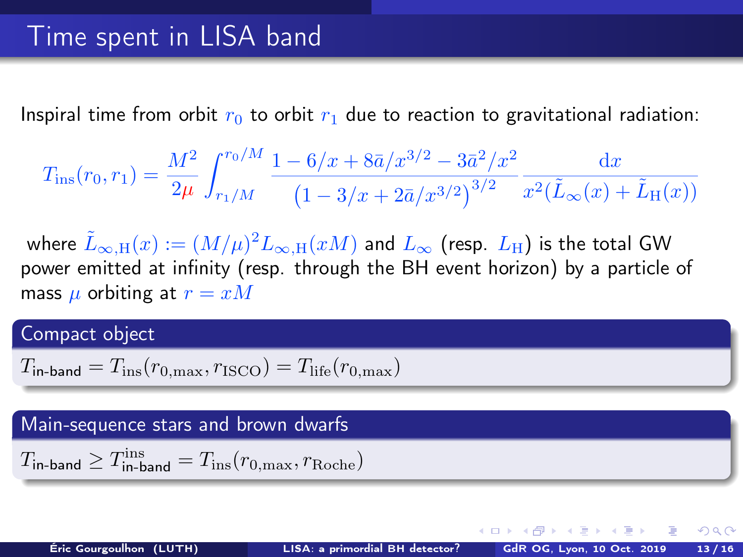# Time spent in LISA band

Inspiral time from orbit $r_0$ to orbit $r_1$ due to reaction to gravitational radiation:

$$T_{\rm ins}(r_0, r_1) = \frac{M^2}{2\mu} \int_{r_1/M}^{r_0/M} \frac{1 - 6/x + 8\bar{a}/x^{3/2} - 3\bar{a}^2/x^2}{\left(1 - 3/x + 2\bar{a}/x^{3/2}\right)^{3/2}} \frac{\mathrm{d}x}{x^2(\tilde{L}_\infty(x) + \tilde{L}_{\rm H}(x))}$$

where $\tilde{L}_{\infty,{\rm H}}(x) := (M/\mu)^2 L_{\infty,{\rm H}}(xM)$ and $L_\infty$ (resp. $L_{\rm H}$) is the total GW power emitted at infinity (resp. through the BH event horizon) by a particle of mass $\mu$ orbiting at $r = xM$

### Compact object

$T_{\text{in-band}} = T_{\rm ins}(r_{0,\max}, r_{\rm ISCO}) = T_{\rm life}(r_{0,\max})$

### Main-sequence stars and brown dwarfs

$T_{\text{in-band}} \geq T^{\rm ins}_{\text{in-band}} = T_{\rm ins}(r_{0,\max}, r_{\rm Roche})$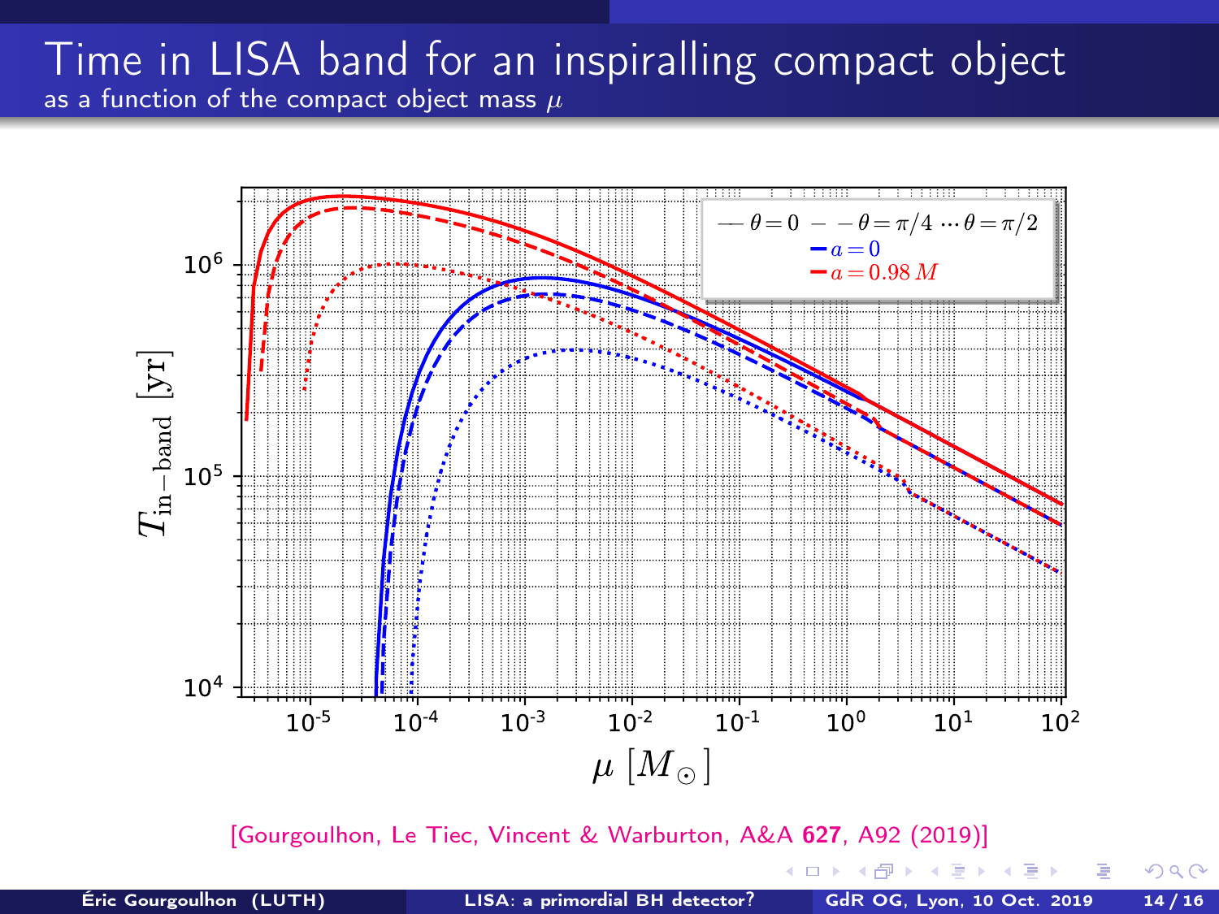# Time in LISA band for an inspiralling compact object

as a function of the compact object mass $\mu$

[Gourgoulhon, Le Tiec, Vincent & Warburton, A&A **627**, A92 (2019)]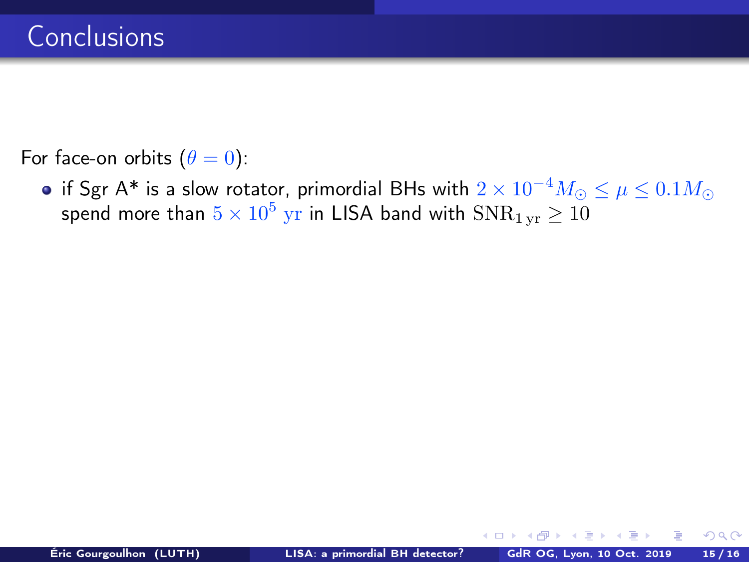# Conclusions

For face-on orbits ($\theta = 0$):

- if Sgr A* is a slow rotator, primordial BHs with $2 \times 10^{-4} M_\odot \leq \mu \leq 0.1 M_\odot$ spend more than $5 \times 10^5 \ \mathrm{yr}$ in LISA band with $\mathrm{SNR}_{1\,\mathrm{yr}} \geq 10$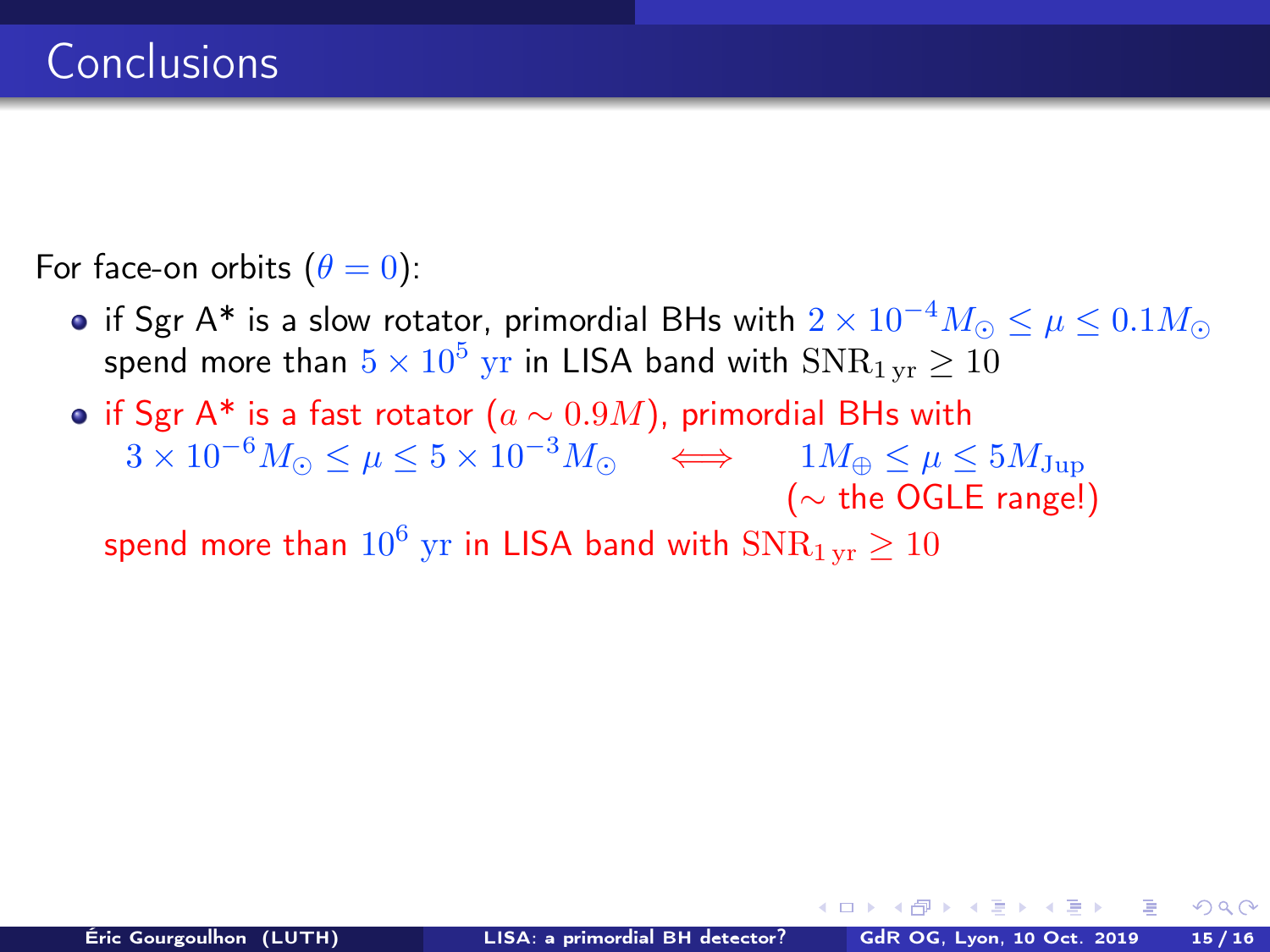# Conclusions

For face-on orbits ($\theta = 0$):

- if Sgr A* is a slow rotator, primordial BHs with $2 \times 10^{-4} M_\odot \leq \mu \leq 0.1 M_\odot$ spend more than $5 \times 10^5$ yr in LISA band with $\mathrm{SNR}_{1\,\mathrm{yr}} \geq 10$
- if Sgr A* is a fast rotator ($a \sim 0.9M$), primordial BHs with $3 \times 10^{-6} M_\odot \leq \mu \leq 5 \times 10^{-3} M_\odot \iff 1 M_\oplus \leq \mu \leq 5 M_{\mathrm{Jup}}$ (∼ the OGLE range!)

  spend more than $10^6$ yr in LISA band with $\mathrm{SNR}_{1\,\mathrm{yr}} \geq 10$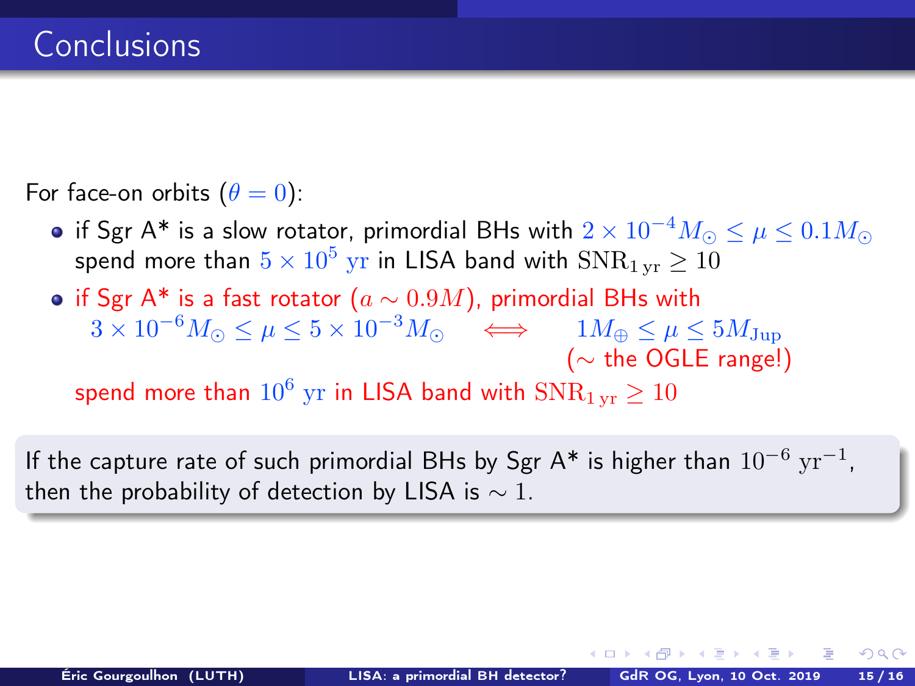# Conclusions

For face-on orbits ($\theta = 0$):

- if Sgr A* is a slow rotator, primordial BHs with $2 \times 10^{-4} M_\odot \leq \mu \leq 0.1 M_\odot$ spend more than $5 \times 10^5$ yr in LISA band with $\mathrm{SNR}_{1\,\mathrm{yr}} \geq 10$
- if Sgr A* is a fast rotator ($a \sim 0.9M$), primordial BHs with
  $3 \times 10^{-6} M_\odot \leq \mu \leq 5 \times 10^{-3} M_\odot \iff 1 M_\oplus \leq \mu \leq 5 M_{\mathrm{Jup}}$
  ($\sim$ the OGLE range!)

  spend more than $10^6$ yr in LISA band with $\mathrm{SNR}_{1\,\mathrm{yr}} \geq 10$

If the capture rate of such primordial BHs by Sgr A* is higher than $10^{-6}\ \mathrm{yr}^{-1}$, then the probability of detection by LISA is $\sim 1$.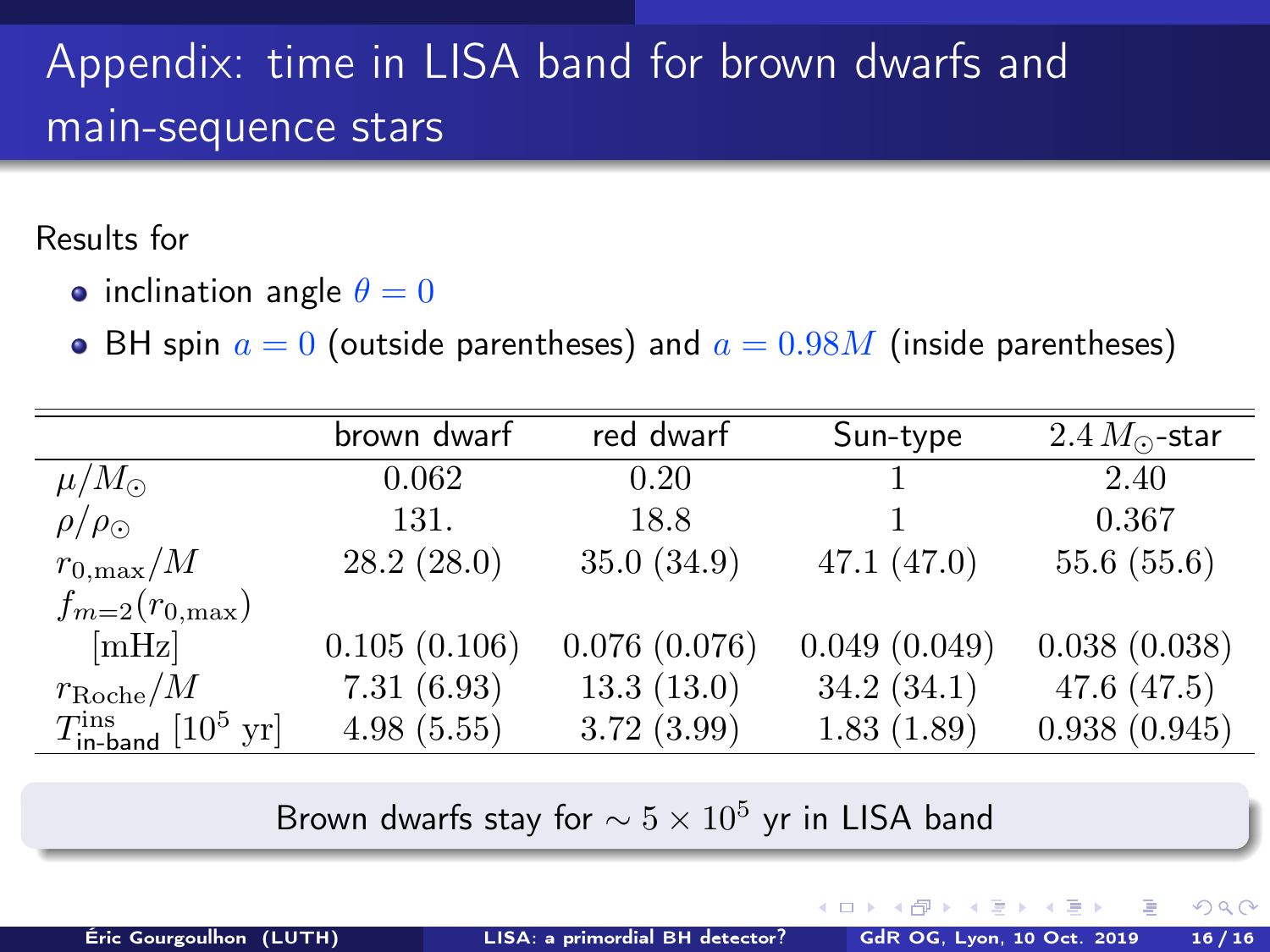# Appendix: time in LISA band for brown dwarfs and main-sequence stars

Results for

- inclination angle $\theta = 0$
- BH spin $a = 0$ (outside parentheses) and $a = 0.98M$ (inside parentheses)

| | brown dwarf | red dwarf | Sun-type | $2.4\, M_\odot$-star |
|---|---|---|---|---|
| $\mu/M_\odot$ | 0.062 | 0.20 | 1 | 2.40 |
| $\rho/\rho_\odot$ | 131. | 18.8 | 1 | 0.367 |
| $r_{0,\mathrm{max}}/M$ | 28.2 (28.0) | 35.0 (34.9) | 47.1 (47.0) | 55.6 (55.6) |
| $f_{m=2}(r_{0,\mathrm{max}})$ [mHz] | 0.105 (0.106) | 0.076 (0.076) | 0.049 (0.049) | 0.038 (0.038) |
| $r_{\mathrm{Roche}}/M$ | 7.31 (6.93) | 13.3 (13.0) | 34.2 (34.1) | 47.6 (47.5) |
| $T^{\mathrm{ins}}_{\text{in-band}}$ $[10^5$ yr$]$ | 4.98 (5.55) | 3.72 (3.99) | 1.83 (1.89) | 0.938 (0.945) |

Brown dwarfs stay for $\sim 5 \times 10^5$ yr in LISA band